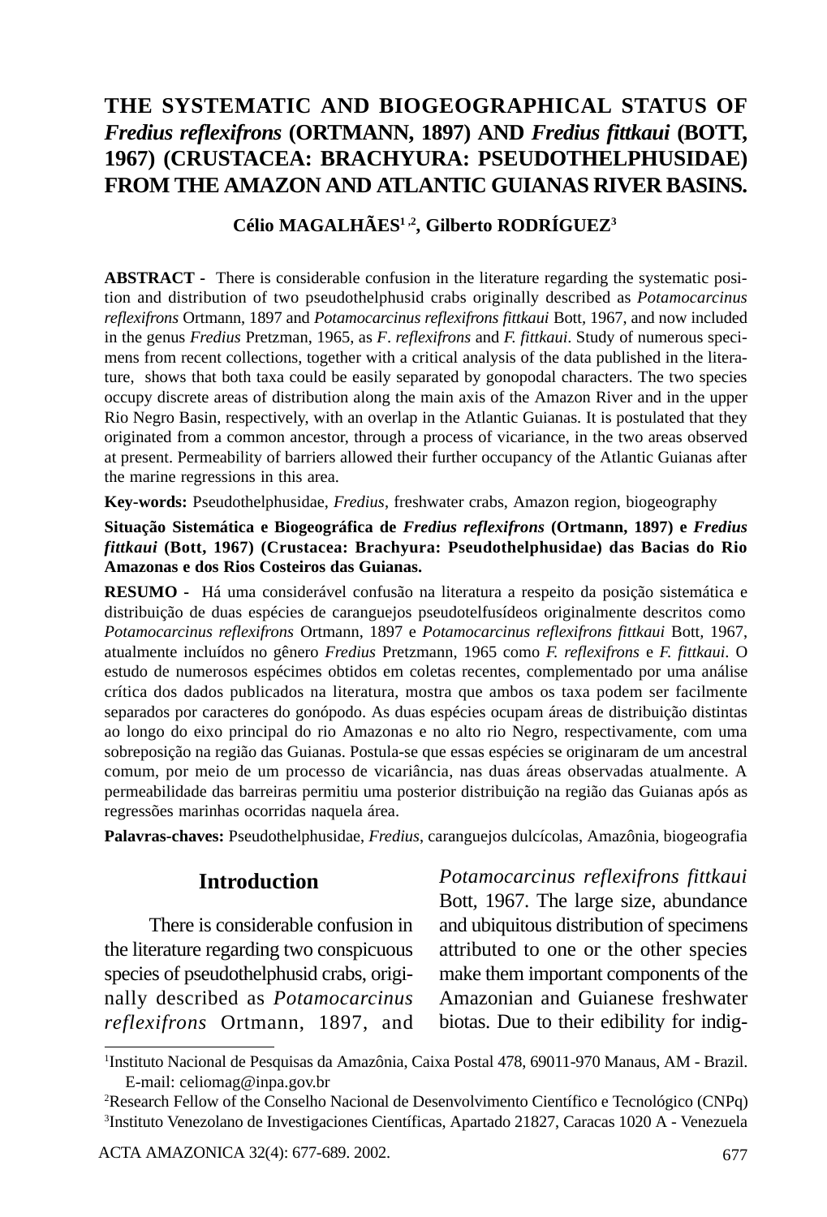# THE SYSTEMATIC AND BIOGEOGRAPHICAL STATUS OF *Fredius reflexifrons* (ORTMANN, 1897) AND *Fredius fittkaui* (BOTT, 1967) (CRUSTACEA: BRACHYURA: PSEUDOTHELPHUSIDAE) FROM THE AMAZON AND ATLANTIC GUIANAS RIVER BASINS.

**Célio MAGALHÃES[1,2], Gilberto RODRÍGUEZ[3]**

**ABSTRACT -** There is considerable confusion in the literature regarding the systematic position and distribution of two pseudothelphusid crabs originally described as *Potamocarcinus reflexifrons* Ortmann, 1897 and *Potamocarcinus reflexifrons fittkaui* Bott, 1967, and now included in the genus *Fredius* Pretzman, 1965, as *F*. *reflexifrons* and *F. fittkaui*. Study of numerous specimens from recent collections, together with a critical analysis of the data published in the literature, shows that both taxa could be easily separated by gonopodal characters. The two species occupy discrete areas of distribution along the main axis of the Amazon River and in the upper Rio Negro Basin, respectively, with an overlap in the Atlantic Guianas. It is postulated that they originated from a common ancestor, through a process of vicariance, in the two areas observed at present. Permeability of barriers allowed their further occupancy of the Atlantic Guianas after the marine regressions in this area.

**Key-words:** Pseudothelphusidae, *Fredius*, freshwater crabs, Amazon region, biogeography

**Situação Sistemática e Biogeográfica de *Fredius reflexifrons* (Ortmann, 1897) e *Fredius fittkaui* (Bott, 1967) (Crustacea: Brachyura: Pseudothelphusidae) das Bacias do Rio Amazonas e dos Rios Costeiros das Guianas.**

**RESUMO -** Há uma considerável confusão na literatura a respeito da posição sistemática e distribuição de duas espécies de caranguejos pseudotelfusídeos originalmente descritos como *Potamocarcinus reflexifrons* Ortmann, 1897 e *Potamocarcinus reflexifrons fittkaui* Bott, 1967, atualmente incluídos no gênero *Fredius* Pretzmann, 1965 como *F. reflexifrons* e *F. fittkaui*. O estudo de numerosos espécimes obtidos em coletas recentes, complementado por uma análise crítica dos dados publicados na literatura, mostra que ambos os taxa podem ser facilmente separados por caracteres do gonópodo. As duas espécies ocupam áreas de distribuição distintas ao longo do eixo principal do rio Amazonas e no alto rio Negro, respectivamente, com uma sobreposição na região das Guianas. Postula-se que essas espécies se originaram de um ancestral comum, por meio de um processo de vicariância, nas duas áreas observadas atualmente. A permeabilidade das barreiras permitiu uma posterior distribuição na região das Guianas após as regressões marinhas ocorridas naquela área.

**Palavras-chaves:** Pseudothelphusidae, *Fredius*, caranguejos dulcícolas, Amazônia, biogeografia

## Introduction

There is considerable confusion in the literature regarding two conspicuous species of pseudothelphusid crabs, originally described as *Potamocarcinus reflexifrons* Ortmann, 1897, and *Potamocarcinus reflexifrons fittkaui* Bott, 1967. The large size, abundance and ubiquitous distribution of specimens attributed to one or the other species make them important components of the Amazonian and Guianese freshwater biotas. Due to their edibility for indig-

[1]Instituto Nacional de Pesquisas da Amazônia, Caixa Postal 478, 69011-970 Manaus, AM - Brazil. E-mail: celiomag@inpa.gov.br

[2]Research Fellow of the Conselho Nacional de Desenvolvimento Científico e Tecnológico (CNPq)

[3]Instituto Venezolano de Investigaciones Científicas, Apartado 21827, Caracas 1020 A - Venezuela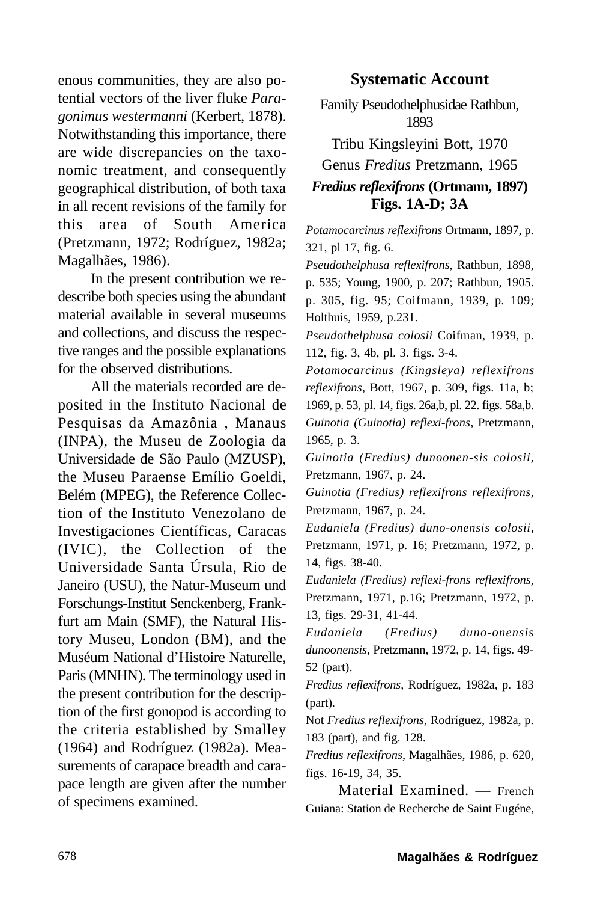enous communities, they are also potential vectors of the liver fluke *Paragonimus westermanni* (Kerbert, 1878). Notwithstanding this importance, there are wide discrepancies on the taxonomic treatment, and consequently geographical distribution, of both taxa in all recent revisions of the family for this area of South America (Pretzmann, 1972; Rodríguez, 1982a; Magalhães, 1986).

In the present contribution we redescribe both species using the abundant material available in several museums and collections, and discuss the respective ranges and the possible explanations for the observed distributions.

All the materials recorded are deposited in the Instituto Nacional de Pesquisas da Amazônia , Manaus (INPA), the Museu de Zoologia da Universidade de São Paulo (MZUSP), the Museu Paraense Emílio Goeldi, Belém (MPEG), the Reference Collection of the Instituto Venezolano de Investigaciones Científicas, Caracas (IVIC), the Collection of the Universidade Santa Úrsula, Rio de Janeiro (USU), the Natur-Museum und Forschungs-Institut Senckenberg, Frankfurt am Main (SMF), the Natural History Museu, London (BM), and the Muséum National d'Histoire Naturelle, Paris (MNHN). The terminology used in the present contribution for the description of the first gonopod is according to the criteria established by Smalley (1964) and Rodríguez (1982a). Measurements of carapace breadth and carapace length are given after the number of specimens examined.

## Systematic Account

### Family Pseudothelphusidae Rathbun, 1893

### Tribu Kingsleyini Bott, 1970

### Genus *Fredius* Pretzmann, 1965

### *Fredius reflexifrons* (Ortmann, 1897) Figs. 1A-D; 3A

*Potamocarcinus reflexifrons* Ortmann, 1897, p. 321, pl 17, fig. 6.

*Pseudothelphusa reflexifrons*, Rathbun, 1898, p. 535; Young, 1900, p. 207; Rathbun, 1905. p. 305, fig. 95; Coifmann, 1939, p. 109; Holthuis, 1959, p.231.

*Pseudothelphusa colosii* Coifman, 1939, p. 112, fig. 3, 4b, pl. 3. figs. 3-4.

*Potamocarcinus (Kingsleya) reflexifrons reflexifrons*, Bott, 1967, p. 309, figs. 11a, b; 1969, p. 53, pl. 14, figs. 26a,b, pl. 22. figs. 58a,b.

*Guinotia (Guinotia) reflexi-frons*, Pretzmann, 1965, p. 3.

*Guinotia (Fredius) dunoonen-sis colosii*, Pretzmann, 1967, p. 24.

*Guinotia (Fredius) reflexifrons reflexifrons*, Pretzmann, 1967, p. 24.

*Eudaniela (Fredius) duno-onensis colosii*, Pretzmann, 1971, p. 16; Pretzmann, 1972, p. 14, figs. 38-40.

*Eudaniela (Fredius) reflexi-frons reflexifrons*, Pretzmann, 1971, p.16; Pretzmann, 1972, p. 13, figs. 29-31, 41-44.

*Eudaniela (Fredius) duno-onensis dunoonensis*, Pretzmann, 1972, p. 14, figs. 49-52 (part).

*Fredius reflexifrons*, Rodríguez, 1982a, p. 183 (part).

Not *Fredius reflexifrons*, Rodríguez, 1982a, p. 183 (part), and fig. 128.

*Fredius reflexifrons*, Magalhães, 1986, p. 620, figs. 16-19, 34, 35.

Material Examined. — French Guiana: Station de Recherche de Saint Eugéne,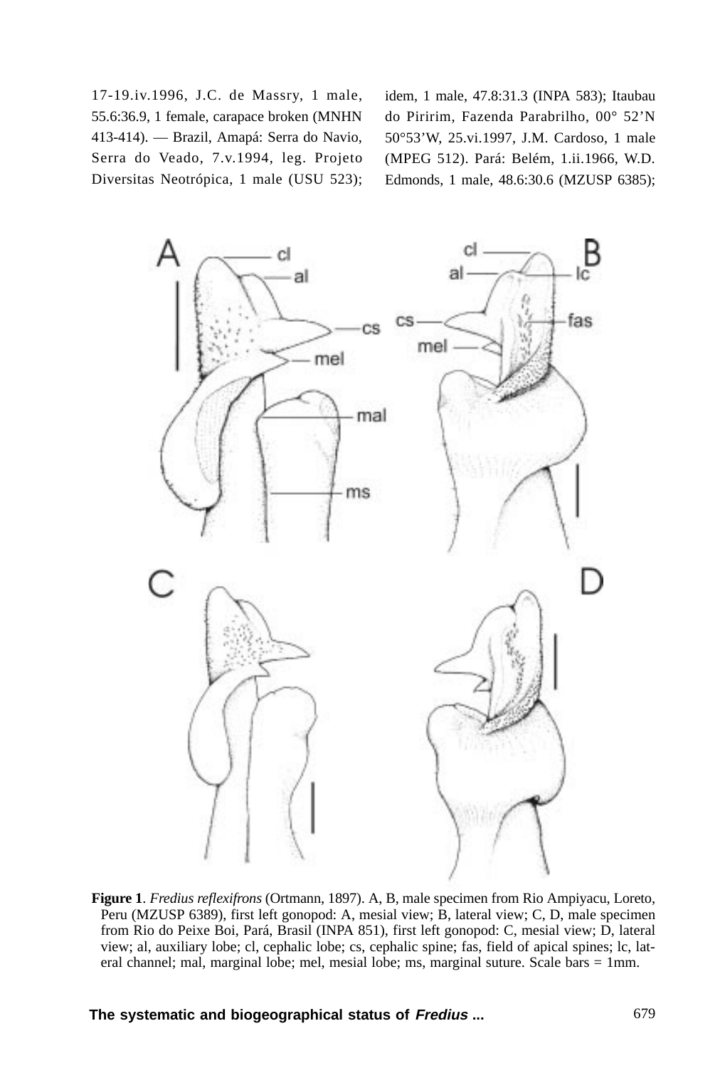17-19.iv.1996, J.C. de Massry, 1 male, 55.6:36.9, 1 female, carapace broken (MNHN 413-414). — Brazil, Amapá: Serra do Navio, Serra do Veado, 7.v.1994, leg. Projeto Diversitas Neotrópica, 1 male (USU 523); idem, 1 male, 47.8:31.3 (INPA 583); Itaubau do Piririm, Fazenda Parabrilho, 00° 52'N 50°53'W, 25.vi.1997, J.M. Cardoso, 1 male (MPEG 512). Pará: Belém, 1.ii.1966, W.D. Edmonds, 1 male, 48.6:30.6 (MZUSP 6385);

**Figure 1**. *Fredius reflexifrons* (Ortmann, 1897). A, B, male specimen from Rio Ampiyacu, Loreto, Peru (MZUSP 6389), first left gonopod: A, mesial view; B, lateral view; C, D, male specimen from Rio do Peixe Boi, Pará, Brasil (INPA 851), first left gonopod: C, mesial view; D, lateral view; al, auxiliary lobe; cl, cephalic lobe; cs, cephalic spine; fas, field of apical spines; lc, lateral channel; mal, marginal lobe; mel, mesial lobe; ms, marginal suture. Scale bars = 1mm.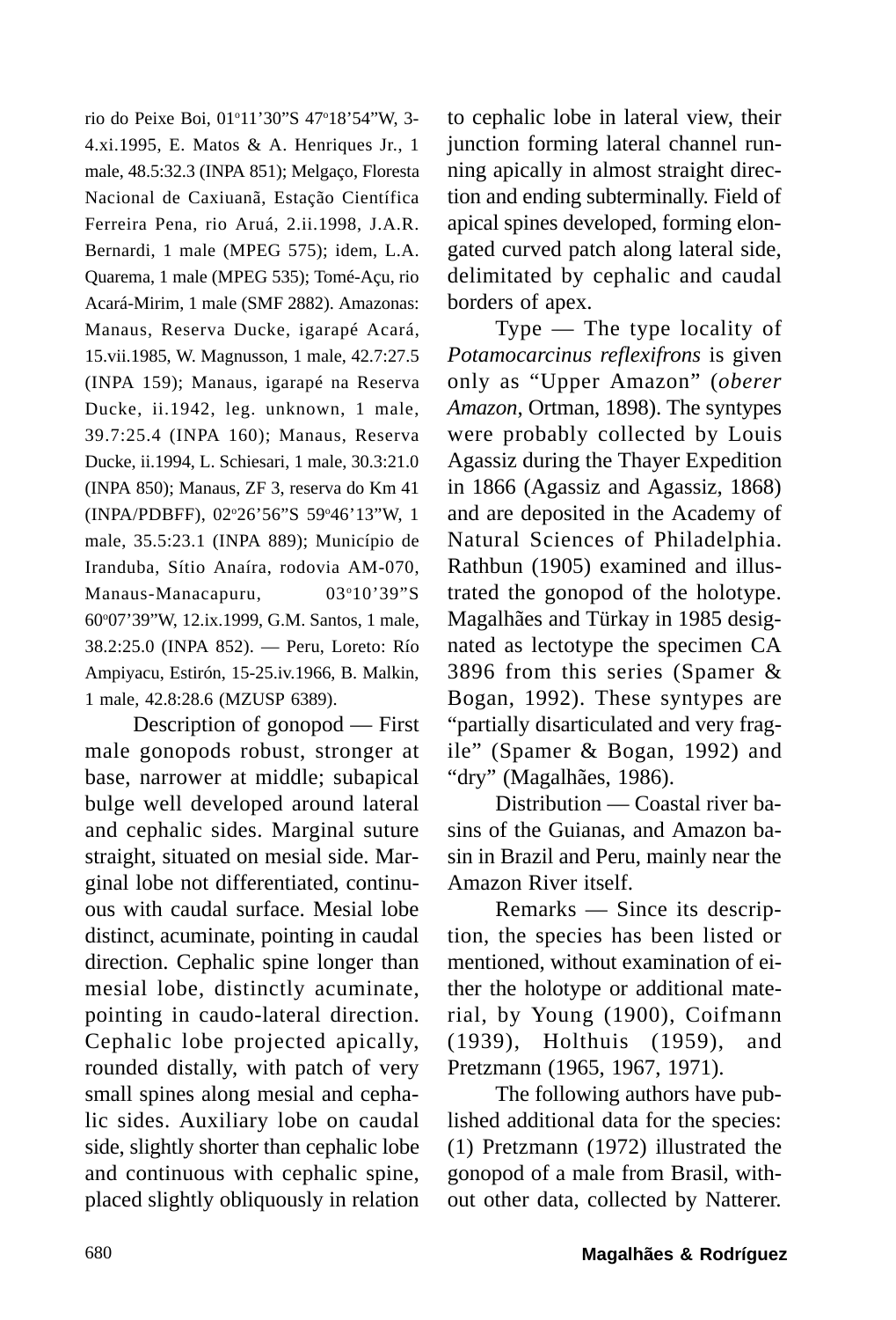rio do Peixe Boi, 01°11'30"S 47°18'54"W, 3-4.xi.1995, E. Matos & A. Henriques Jr., 1 male, 48.5:32.3 (INPA 851); Melgaço, Floresta Nacional de Caxiuanã, Estação Científica Ferreira Pena, rio Aruá, 2.ii.1998, J.A.R. Bernardi, 1 male (MPEG 575); idem, L.A. Quarema, 1 male (MPEG 535); Tomé-Açu, rio Acará-Mirim, 1 male (SMF 2882). Amazonas: Manaus, Reserva Ducke, igarapé Acará, 15.vii.1985, W. Magnusson, 1 male, 42.7:27.5 (INPA 159); Manaus, igarapé na Reserva Ducke, ii.1942, leg. unknown, 1 male, 39.7:25.4 (INPA 160); Manaus, Reserva Ducke, ii.1994, L. Schiesari, 1 male, 30.3:21.0 (INPA 850); Manaus, ZF 3, reserva do Km 41 (INPA/PDBFF), 02°26'56"S 59°46'13"W, 1 male, 35.5:23.1 (INPA 889); Município de Iranduba, Sítio Anaíra, rodovia AM-070, Manaus-Manacapuru, 03°10'39"S 60°07'39"W, 12.ix.1999, G.M. Santos, 1 male, 38.2:25.0 (INPA 852). — Peru, Loreto: Río Ampiyacu, Estirón, 15-25.iv.1966, B. Malkin, 1 male, 42.8:28.6 (MZUSP 6389).

Description of gonopod — First male gonopods robust, stronger at base, narrower at middle; subapical bulge well developed around lateral and cephalic sides. Marginal suture straight, situated on mesial side. Marginal lobe not differentiated, continuous with caudal surface. Mesial lobe distinct, acuminate, pointing in caudal direction. Cephalic spine longer than mesial lobe, distinctly acuminate, pointing in caudo-lateral direction. Cephalic lobe projected apically, rounded distally, with patch of very small spines along mesial and cephalic sides. Auxiliary lobe on caudal side, slightly shorter than cephalic lobe and continuous with cephalic spine, placed slightly obliquously in relation to cephalic lobe in lateral view, their junction forming lateral channel running apically in almost straight direction and ending subterminally. Field of apical spines developed, forming elongated curved patch along lateral side, delimitated by cephalic and caudal borders of apex.

Type — The type locality of *Potamocarcinus reflexifrons* is given only as "Upper Amazon" (*oberer Amazon*, Ortman, 1898). The syntypes were probably collected by Louis Agassiz during the Thayer Expedition in 1866 (Agassiz and Agassiz, 1868) and are deposited in the Academy of Natural Sciences of Philadelphia. Rathbun (1905) examined and illustrated the gonopod of the holotype. Magalhães and Türkay in 1985 designated as lectotype the specimen CA 3896 from this series (Spamer & Bogan, 1992). These syntypes are "partially disarticulated and very fragile" (Spamer & Bogan, 1992) and "dry" (Magalhães, 1986).

Distribution — Coastal river basins of the Guianas, and Amazon basin in Brazil and Peru, mainly near the Amazon River itself.

Remarks — Since its description, the species has been listed or mentioned, without examination of either the holotype or additional material, by Young (1900), Coifmann (1939), Holthuis (1959), and Pretzmann (1965, 1967, 1971).

The following authors have published additional data for the species: (1) Pretzmann (1972) illustrated the gonopod of a male from Brasil, without other data, collected by Natterer.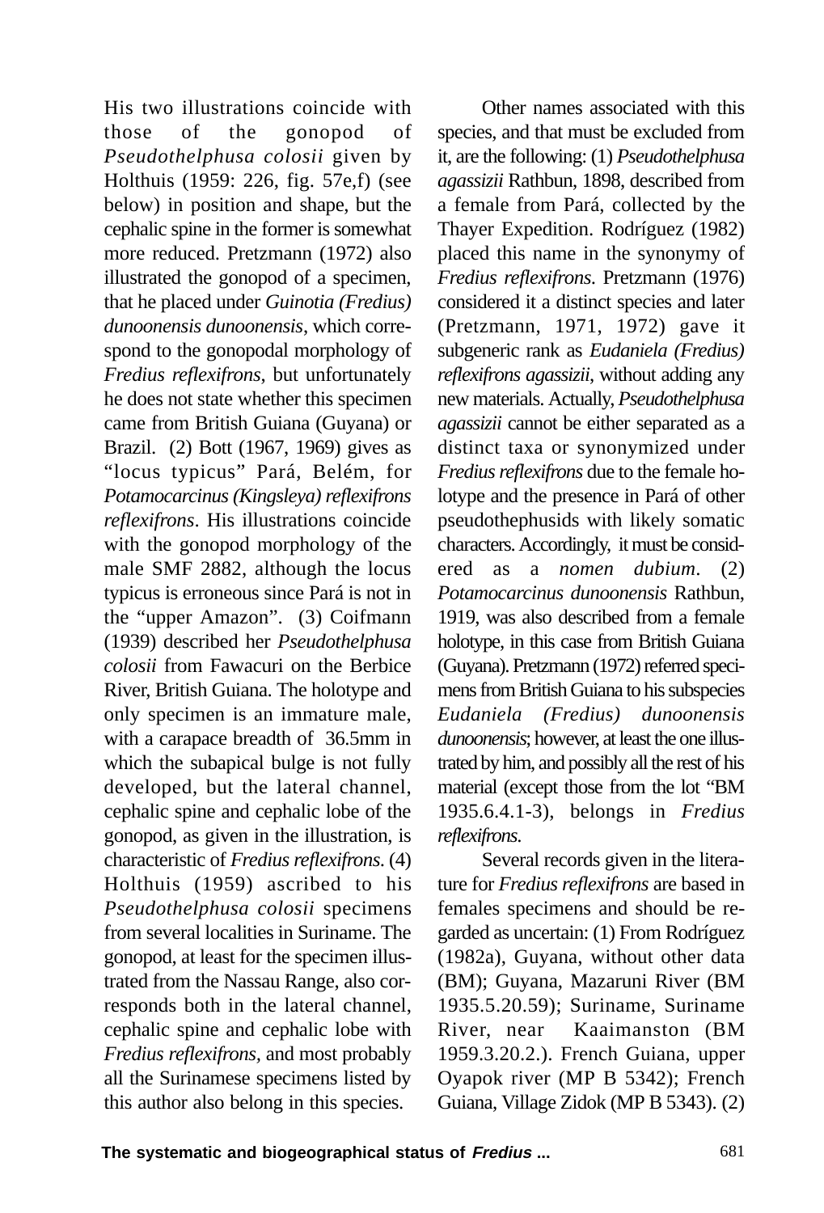His two illustrations coincide with those of the gonopod of *Pseudothelphusa colosii* given by Holthuis (1959: 226, fig. 57e,f) (see below) in position and shape, but the cephalic spine in the former is somewhat more reduced. Pretzmann (1972) also illustrated the gonopod of a specimen, that he placed under *Guinotia (Fredius) dunoonensis dunoonensis*, which correspond to the gonopodal morphology of *Fredius reflexifrons*, but unfortunately he does not state whether this specimen came from British Guiana (Guyana) or Brazil. (2) Bott (1967, 1969) gives as "locus typicus" Pará, Belém, for *Potamocarcinus (Kingsleya) reflexifrons reflexifrons*. His illustrations coincide with the gonopod morphology of the male SMF 2882, although the locus typicus is erroneous since Pará is not in the "upper Amazon". (3) Coifmann (1939) described her *Pseudothelphusa colosii* from Fawacuri on the Berbice River, British Guiana. The holotype and only specimen is an immature male, with a carapace breadth of 36.5mm in which the subapical bulge is not fully developed, but the lateral channel, cephalic spine and cephalic lobe of the gonopod, as given in the illustration, is characteristic of *Fredius reflexifrons*. (4) Holthuis (1959) ascribed to his *Pseudothelphusa colosii* specimens from several localities in Suriname. The gonopod, at least for the specimen illustrated from the Nassau Range, also corresponds both in the lateral channel, cephalic spine and cephalic lobe with *Fredius reflexifrons*, and most probably all the Surinamese specimens listed by this author also belong in this species.

Other names associated with this species, and that must be excluded from it, are the following: (1) *Pseudothelphusa agassizii* Rathbun, 1898, described from a female from Pará, collected by the Thayer Expedition. Rodríguez (1982) placed this name in the synonymy of *Fredius reflexifrons*. Pretzmann (1976) considered it a distinct species and later (Pretzmann, 1971, 1972) gave it subgeneric rank as *Eudaniela (Fredius) reflexifrons agassizii*, without adding any new materials. Actually, *Pseudothelphusa agassizii* cannot be either separated as a distinct taxa or synonymized under *Fredius reflexifrons* due to the female holotype and the presence in Pará of other pseudothephusids with likely somatic characters. Accordingly, it must be considered as a *nomen dubium*. (2) *Potamocarcinus dunoonensis* Rathbun, 1919, was also described from a female holotype, in this case from British Guiana (Guyana). Pretzmann (1972) referred specimens from British Guiana to his subspecies *Eudaniela (Fredius) dunoonensis dunoonensis*; however, at least the one illustrated by him, and possibly all the rest of his material (except those from the lot "BM 1935.6.4.1-3), belongs in *Fredius reflexifrons*.

Several records given in the literature for *Fredius reflexifrons* are based in females specimens and should be regarded as uncertain: (1) From Rodríguez (1982a), Guyana, without other data (BM); Guyana, Mazaruni River (BM 1935.5.20.59); Suriname, Suriname River, near Kaaimanston (BM 1959.3.20.2.). French Guiana, upper Oyapok river (MP B 5342); French Guiana, Village Zidok (MP B 5343). (2)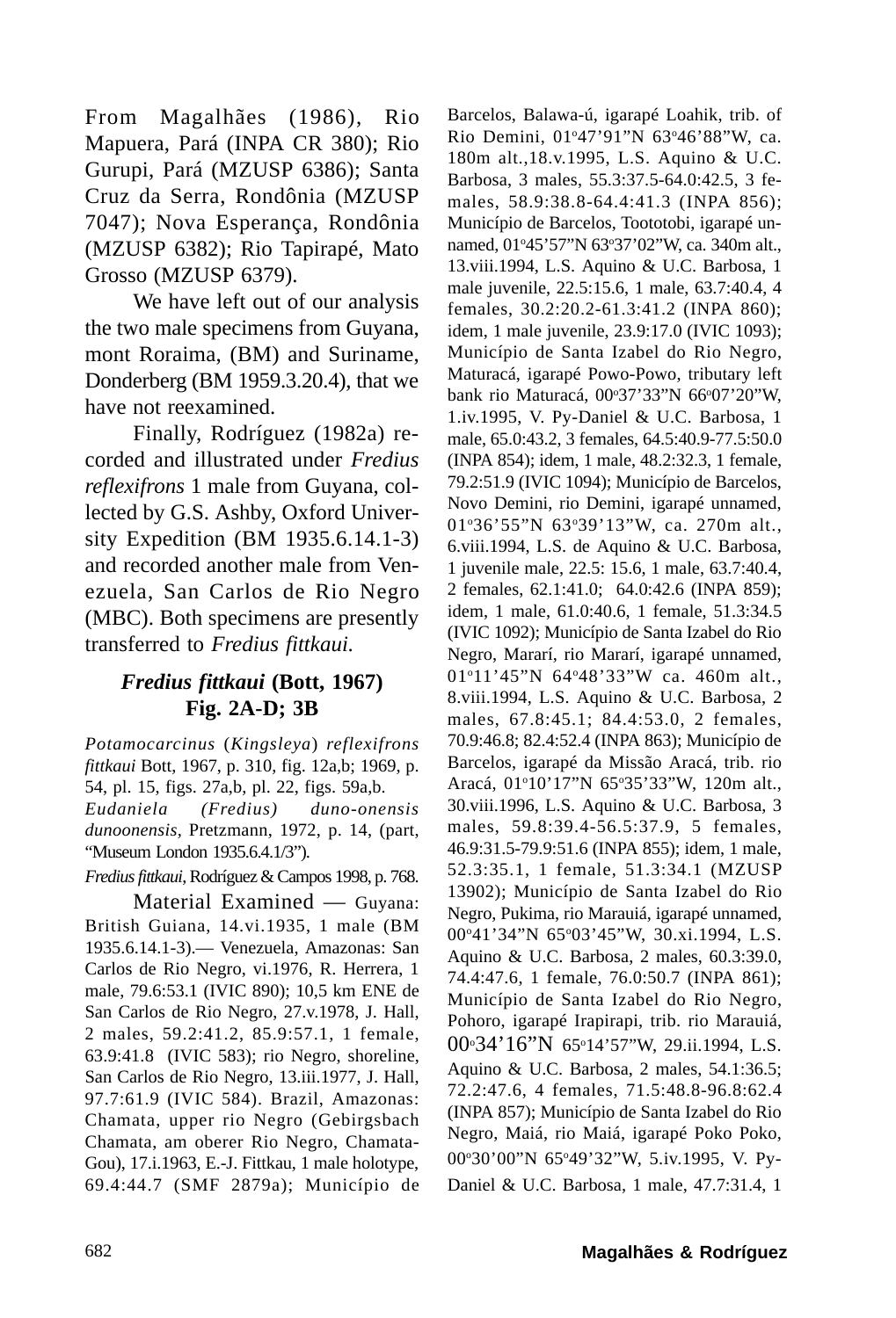From Magalhães (1986), Rio Mapuera, Pará (INPA CR 380); Rio Gurupi, Pará (MZUSP 6386); Santa Cruz da Serra, Rondônia (MZUSP 7047); Nova Esperança, Rondônia (MZUSP 6382); Rio Tapirapé, Mato Grosso (MZUSP 6379).

We have left out of our analysis the two male specimens from Guyana, mont Roraima, (BM) and Suriname, Donderberg (BM 1959.3.20.4), that we have not reexamined.

Finally, Rodríguez (1982a) recorded and illustrated under *Fredius reflexifrons* 1 male from Guyana, collected by G.S. Ashby, Oxford University Expedition (BM 1935.6.14.1-3) and recorded another male from Venezuela, San Carlos de Rio Negro (MBC). Both specimens are presently transferred to *Fredius fittkaui.*

## *Fredius fittkaui* (Bott, 1967)
## Fig. 2A-D; 3B

*Potamocarcinus* (*Kingsleya*) *reflexifrons fittkaui* Bott, 1967, p. 310, fig. 12a,b; 1969, p. 54, pl. 15, figs. 27a,b, pl. 22, figs. 59a,b.

*Eudaniela (Fredius) duno-onensis dunoonensis*, Pretzmann, 1972, p. 14, (part, "Museum London 1935.6.4.1/3").

*Fredius fittkaui*, Rodríguez & Campos 1998, p. 768.

Material Examined — Guyana: British Guiana, 14.vi.1935, 1 male (BM 1935.6.14.1-3).— Venezuela, Amazonas: San Carlos de Rio Negro, vi.1976, R. Herrera, 1 male, 79.6:53.1 (IVIC 890); 10,5 km ENE de San Carlos de Rio Negro, 27.v.1978, J. Hall, 2 males, 59.2:41.2, 85.9:57.1, 1 female, 63.9:41.8 (IVIC 583); rio Negro, shoreline, San Carlos de Rio Negro, 13.iii.1977, J. Hall, 97.7:61.9 (IVIC 584). Brazil, Amazonas: Chamata, upper rio Negro (Gebirgsbach Chamata, am oberer Rio Negro, Chamata-Gou), 17.i.1963, E.-J. Fittkau, 1 male holotype, 69.4:44.7 (SMF 2879a); Município de Barcelos, Balawa-ú, igarapé Loahik, trib. of Rio Demini, 01°47'91"N 63°46'88"W, ca. 180m alt.,18.v.1995, L.S. Aquino & U.C. Barbosa, 3 males, 55.3:37.5-64.0:42.5, 3 females, 58.9:38.8-64.4:41.3 (INPA 856); Município de Barcelos, Toototobi, igarapé unnamed, 01°45'57"N 63°37'02"W, ca. 340m alt., 13.viii.1994, L.S. Aquino & U.C. Barbosa, 1 male juvenile, 22.5:15.6, 1 male, 63.7:40.4, 4 females, 30.2:20.2-61.3:41.2 (INPA 860); idem, 1 male juvenile, 23.9:17.0 (IVIC 1093); Município de Santa Izabel do Rio Negro, Maturacá, igarapé Powo-Powo, tributary left bank rio Maturacá, 00°37'33"N 66°07'20"W, 1.iv.1995, V. Py-Daniel & U.C. Barbosa, 1 male, 65.0:43.2, 3 females, 64.5:40.9-77.5:50.0 (INPA 854); idem, 1 male, 48.2:32.3, 1 female, 79.2:51.9 (IVIC 1094); Município de Barcelos, Novo Demini, rio Demini, igarapé unnamed, 01°36'55"N 63°39'13"W, ca. 270m alt., 6.viii.1994, L.S. de Aquino & U.C. Barbosa, 1 juvenile male, 22.5: 15.6, 1 male, 63.7:40.4, 2 females, 62.1:41.0; 64.0:42.6 (INPA 859); idem, 1 male, 61.0:40.6, 1 female, 51.3:34.5 (IVIC 1092); Município de Santa Izabel do Rio Negro, Mararí, rio Mararí, igarapé unnamed, 01°11'45"N 64°48'33"W ca. 460m alt., 8.viii.1994, L.S. Aquino & U.C. Barbosa, 2 males, 67.8:45.1; 84.4:53.0, 2 females, 70.9:46.8; 82.4:52.4 (INPA 863); Município de Barcelos, igarapé da Missão Aracá, trib. rio Aracá, 01°10'17"N 65°35'33"W, 120m alt., 30.viii.1996, L.S. Aquino & U.C. Barbosa, 3 males, 59.8:39.4-56.5:37.9, 5 females, 46.9:31.5-79.9:51.6 (INPA 855); idem, 1 male, 52.3:35.1, 1 female, 51.3:34.1 (MZUSP 13902); Município de Santa Izabel do Rio Negro, Pukima, rio Marauiá, igarapé unnamed, 00°41'34"N 65°03'45"W, 30.xi.1994, L.S. Aquino & U.C. Barbosa, 2 males, 60.3:39.0, 74.4:47.6, 1 female, 76.0:50.7 (INPA 861); Município de Santa Izabel do Rio Negro, Pohoro, igarapé Irapirapi, trib. rio Marauiá, 00°34'16"N 65°14'57"W, 29.ii.1994, L.S. Aquino & U.C. Barbosa, 2 males, 54.1:36.5; 72.2:47.6, 4 females, 71.5:48.8-96.8:62.4 (INPA 857); Município de Santa Izabel do Rio Negro, Maiá, rio Maiá, igarapé Poko Poko, 00°30'00"N 65°49'32"W, 5.iv.1995, V. Py-Daniel & U.C. Barbosa, 1 male, 47.7:31.4, 1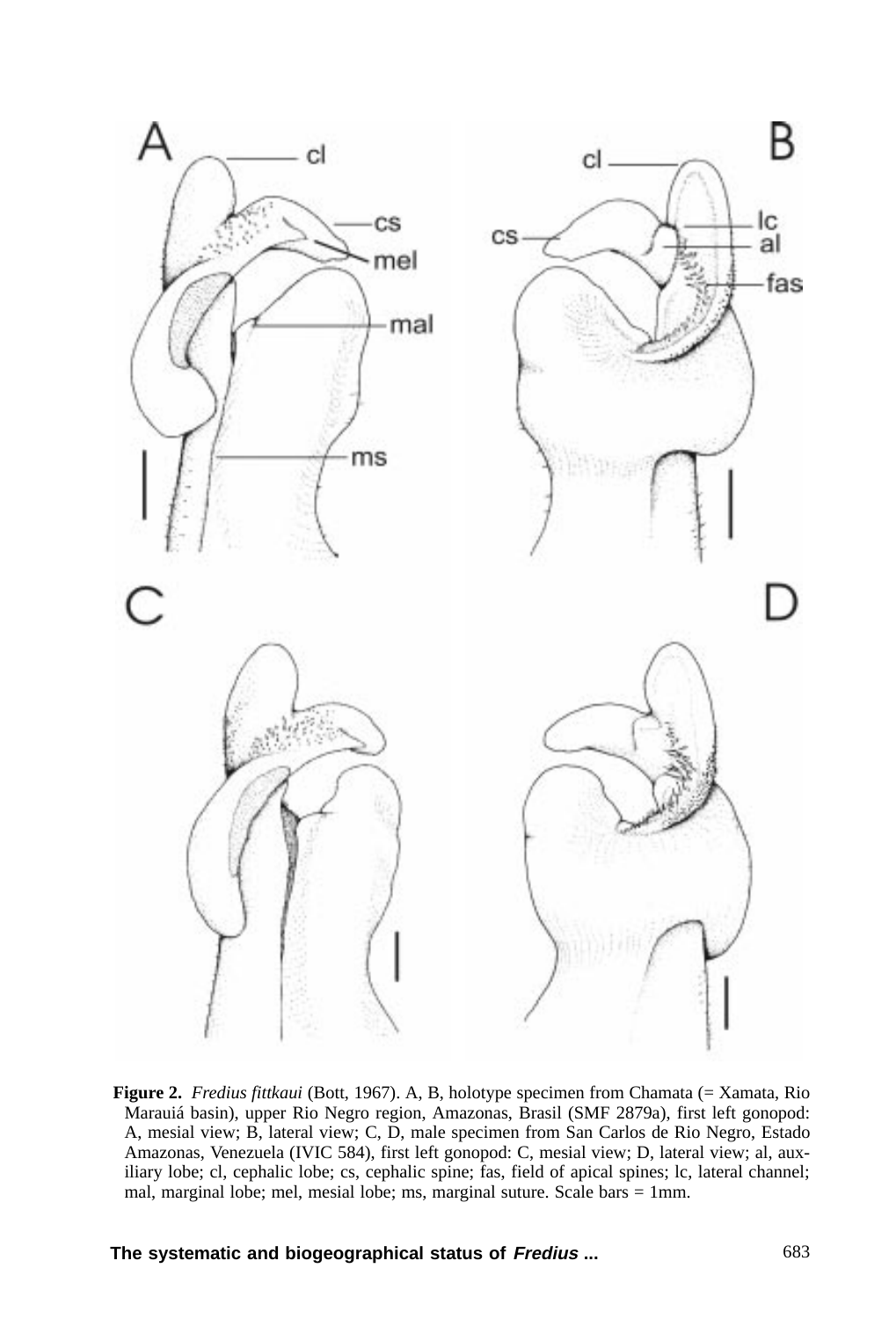**Figure 2.** *Fredius fittkaui* (Bott, 1967). A, B, holotype specimen from Chamata (= Xamata, Rio Marauiá basin), upper Rio Negro region, Amazonas, Brasil (SMF 2879a), first left gonopod: A, mesial view; B, lateral view; C, D, male specimen from San Carlos de Rio Negro, Estado Amazonas, Venezuela (IVIC 584), first left gonopod: C, mesial view; D, lateral view; al, auxiliary lobe; cl, cephalic lobe; cs, cephalic spine; fas, field of apical spines; lc, lateral channel; mal, marginal lobe; mel, mesial lobe; ms, marginal suture. Scale bars = 1mm.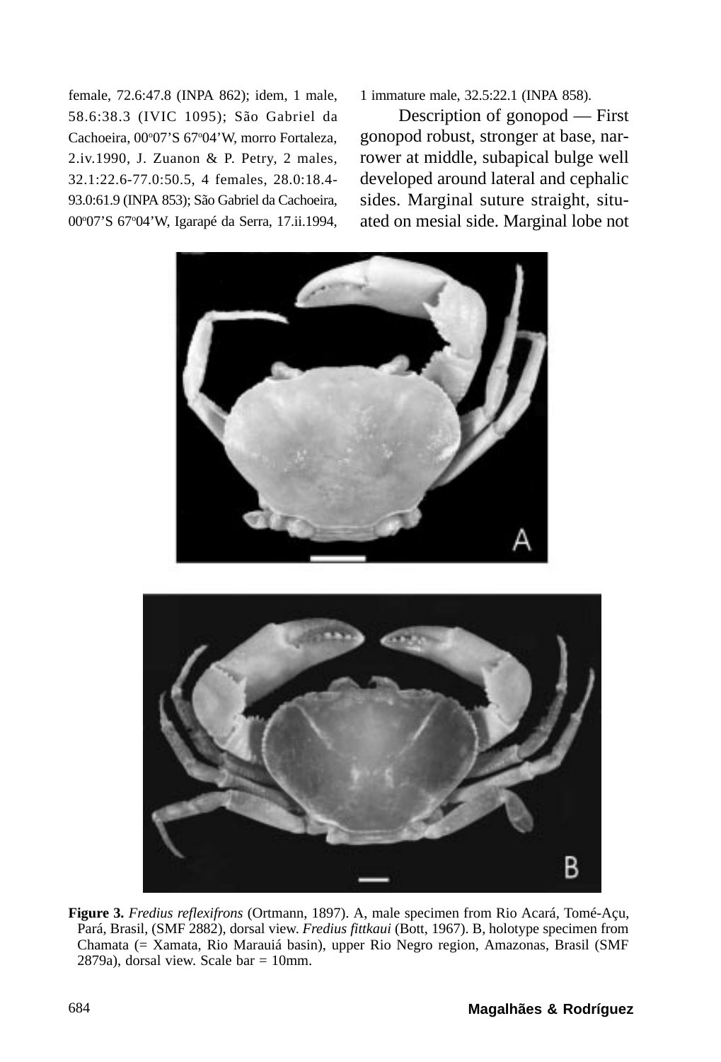female, 72.6:47.8 (INPA 862); idem, 1 male, 58.6:38.3 (IVIC 1095); São Gabriel da Cachoeira, 00°07'S 67°04'W, morro Fortaleza, 2.iv.1990, J. Zuanon & P. Petry, 2 males, 32.1:22.6-77.0:50.5, 4 females, 28.0:18.4-93.0:61.9 (INPA 853); São Gabriel da Cachoeira, 00°07'S 67°04'W, Igarapé da Serra, 17.ii.1994, 1 immature male, 32.5:22.1 (INPA 858).

Description of gonopod — First gonopod robust, stronger at base, narrower at middle, subapical bulge well developed around lateral and cephalic sides. Marginal suture straight, situated on mesial side. Marginal lobe not

**Figure 3.** *Fredius reflexifrons* (Ortmann, 1897). A, male specimen from Rio Acará, Tomé-Açu, Pará, Brasil, (SMF 2882), dorsal view. *Fredius fittkaui* (Bott, 1967). B, holotype specimen from Chamata (= Xamata, Rio Marauiá basin), upper Rio Negro region, Amazonas, Brasil (SMF 2879a), dorsal view. Scale bar = 10mm.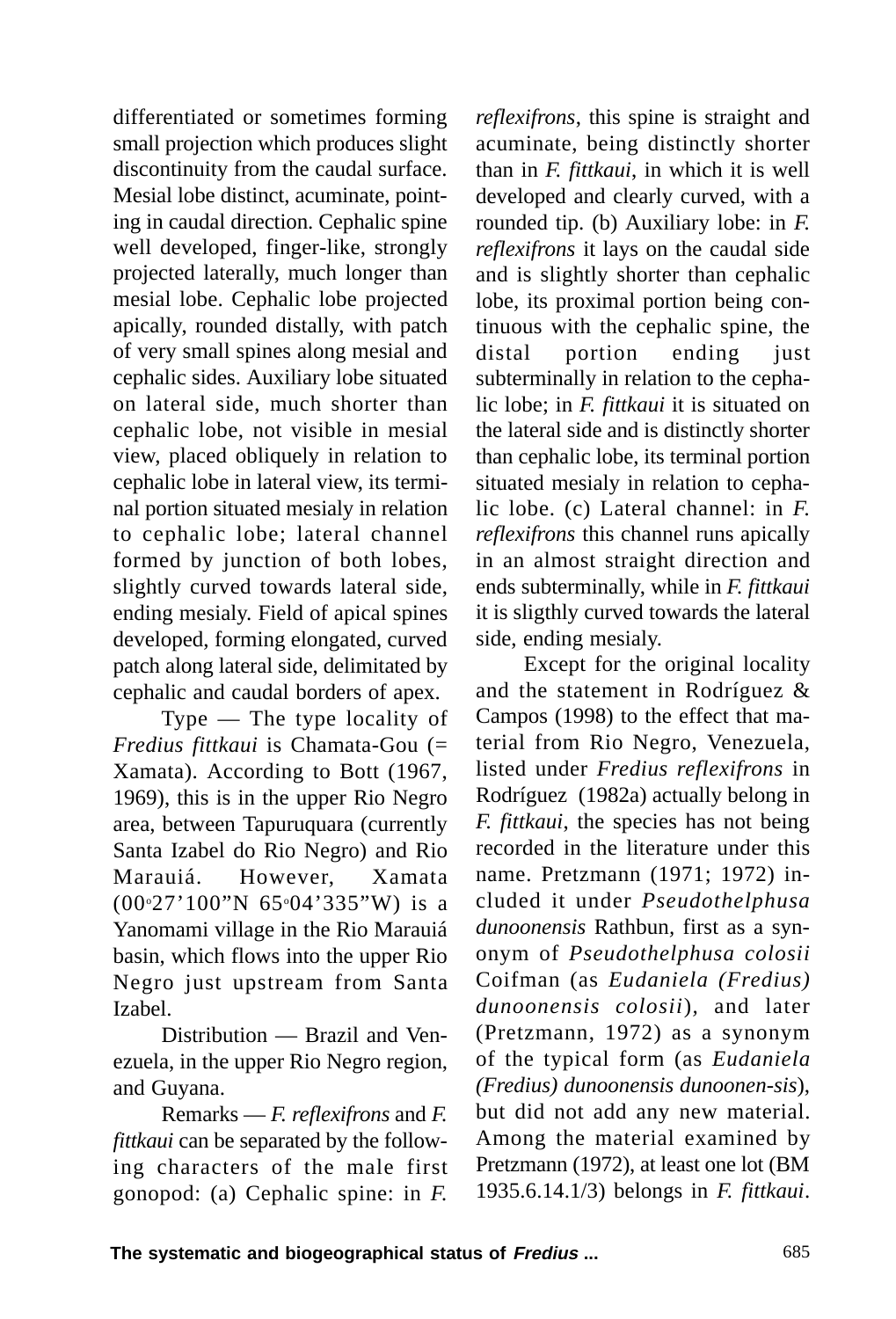differentiated or sometimes forming small projection which produces slight discontinuity from the caudal surface. Mesial lobe distinct, acuminate, pointing in caudal direction. Cephalic spine well developed, finger-like, strongly projected laterally, much longer than mesial lobe. Cephalic lobe projected apically, rounded distally, with patch of very small spines along mesial and cephalic sides. Auxiliary lobe situated on lateral side, much shorter than cephalic lobe, not visible in mesial view, placed obliquely in relation to cephalic lobe in lateral view, its terminal portion situated mesialy in relation to cephalic lobe; lateral channel formed by junction of both lobes, slightly curved towards lateral side, ending mesialy. Field of apical spines developed, forming elongated, curved patch along lateral side, delimitated by cephalic and caudal borders of apex.

Type — The type locality of *Fredius fittkaui* is Chamata-Gou (= Xamata). According to Bott (1967, 1969), this is in the upper Rio Negro area, between Tapuruquara (currently Santa Izabel do Rio Negro) and Rio Marauiá. However, Xamata (00°27'100"N 65°04'335"W) is a Yanomami village in the Rio Marauiá basin, which flows into the upper Rio Negro just upstream from Santa Izabel.

Distribution — Brazil and Venezuela, in the upper Rio Negro region, and Guyana.

Remarks — *F. reflexifrons* and *F. fittkaui* can be separated by the following characters of the male first gonopod: (a) Cephalic spine: in *F. reflexifrons*, this spine is straight and acuminate, being distinctly shorter than in *F. fittkaui*, in which it is well developed and clearly curved, with a rounded tip. (b) Auxiliary lobe: in *F. reflexifrons* it lays on the caudal side and is slightly shorter than cephalic lobe, its proximal portion being continuous with the cephalic spine, the distal portion ending just subterminally in relation to the cephalic lobe; in *F. fittkaui* it is situated on the lateral side and is distinctly shorter than cephalic lobe, its terminal portion situated mesialy in relation to cephalic lobe. (c) Lateral channel: in *F. reflexifrons* this channel runs apically in an almost straight direction and ends subterminally, while in *F. fittkaui* it is sligthly curved towards the lateral side, ending mesialy.

Except for the original locality and the statement in Rodríguez & Campos (1998) to the effect that material from Rio Negro, Venezuela, listed under *Fredius reflexifrons* in Rodríguez (1982a) actually belong in *F. fittkaui*, the species has not being recorded in the literature under this name. Pretzmann (1971; 1972) included it under *Pseudothelphusa dunoonensis* Rathbun, first as a synonym of *Pseudothelphusa colosii* Coifman (as *Eudaniela (Fredius) dunoonensis colosii*), and later (Pretzmann, 1972) as a synonym of the typical form (as *Eudaniela (Fredius) dunoonensis dunoonensis*), but did not add any new material. Among the material examined by Pretzmann (1972), at least one lot (BM 1935.6.14.1/3) belongs in *F. fittkaui*.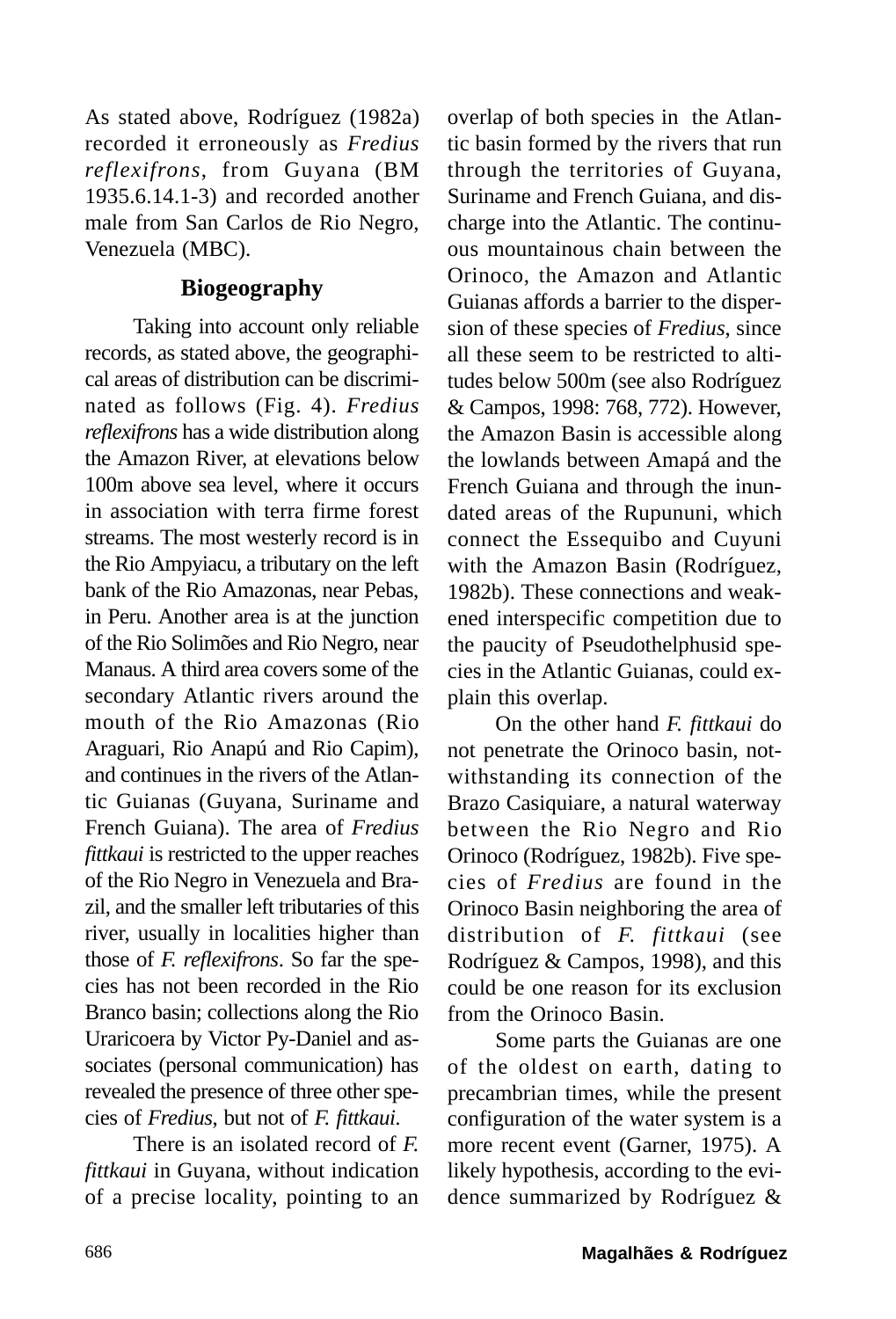As stated above, Rodríguez (1982a) recorded it erroneously as *Fredius reflexifrons*, from Guyana (BM 1935.6.14.1-3) and recorded another male from San Carlos de Rio Negro, Venezuela (MBC).

## Biogeography

Taking into account only reliable records, as stated above, the geographical areas of distribution can be discriminated as follows (Fig. 4). *Fredius reflexifrons* has a wide distribution along the Amazon River, at elevations below 100m above sea level, where it occurs in association with terra firme forest streams. The most westerly record is in the Rio Ampyiacu, a tributary on the left bank of the Rio Amazonas, near Pebas, in Peru. Another area is at the junction of the Rio Solimões and Rio Negro, near Manaus. A third area covers some of the secondary Atlantic rivers around the mouth of the Rio Amazonas (Rio Araguari, Rio Anapú and Rio Capim), and continues in the rivers of the Atlantic Guianas (Guyana, Suriname and French Guiana). The area of *Fredius fittkaui* is restricted to the upper reaches of the Rio Negro in Venezuela and Brazil, and the smaller left tributaries of this river, usually in localities higher than those of *F. reflexifrons*. So far the species has not been recorded in the Rio Branco basin; collections along the Rio Uraricoera by Victor Py-Daniel and associates (personal communication) has revealed the presence of three other species of *Fredius*, but not of *F. fittkaui*.

There is an isolated record of *F. fittkaui* in Guyana, without indication of a precise locality, pointing to an overlap of both species in the Atlantic basin formed by the rivers that run through the territories of Guyana, Suriname and French Guiana, and discharge into the Atlantic. The continuous mountainous chain between the Orinoco, the Amazon and Atlantic Guianas affords a barrier to the dispersion of these species of *Fredius*, since all these seem to be restricted to altitudes below 500m (see also Rodríguez & Campos, 1998: 768, 772). However, the Amazon Basin is accessible along the lowlands between Amapá and the French Guiana and through the inundated areas of the Rupununi, which connect the Essequibo and Cuyuni with the Amazon Basin (Rodríguez, 1982b). These connections and weakened interspecific competition due to the paucity of Pseudothelphusid species in the Atlantic Guianas, could explain this overlap.

On the other hand *F. fittkaui* do not penetrate the Orinoco basin, notwithstanding its connection of the Brazo Casiquiare, a natural waterway between the Rio Negro and Rio Orinoco (Rodríguez, 1982b). Five species of *Fredius* are found in the Orinoco Basin neighboring the area of distribution of *F. fittkaui* (see Rodríguez & Campos, 1998), and this could be one reason for its exclusion from the Orinoco Basin.

Some parts the Guianas are one of the oldest on earth, dating to precambrian times, while the present configuration of the water system is a more recent event (Garner, 1975). A likely hypothesis, according to the evidence summarized by Rodríguez &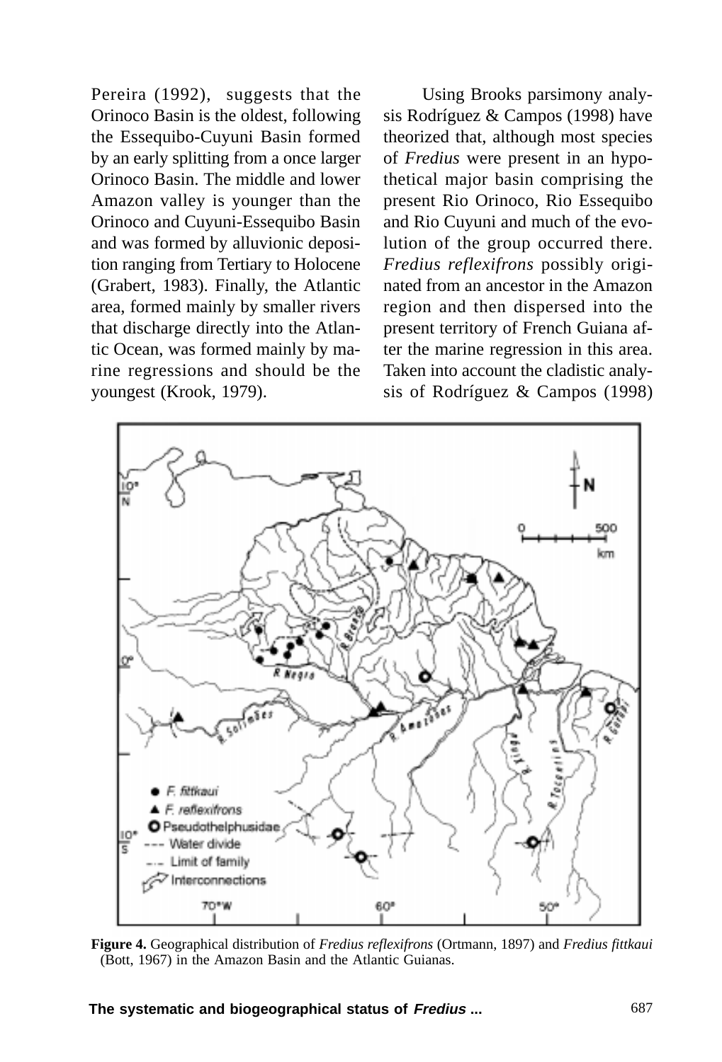Pereira (1992), suggests that the Orinoco Basin is the oldest, following the Essequibo-Cuyuni Basin formed by an early splitting from a once larger Orinoco Basin. The middle and lower Amazon valley is younger than the Orinoco and Cuyuni-Essequibo Basin and was formed by alluvionic deposition ranging from Tertiary to Holocene (Grabert, 1983). Finally, the Atlantic area, formed mainly by smaller rivers that discharge directly into the Atlantic Ocean, was formed mainly by marine regressions and should be the youngest (Krook, 1979).

Using Brooks parsimony analysis Rodríguez & Campos (1998) have theorized that, although most species of *Fredius* were present in an hypothetical major basin comprising the present Rio Orinoco, Rio Essequibo and Rio Cuyuni and much of the evolution of the group occurred there. *Fredius reflexifrons* possibly originated from an ancestor in the Amazon region and then dispersed into the present territory of French Guiana after the marine regression in this area. Taken into account the cladistic analysis of Rodríguez & Campos (1998)

**Figure 4.** Geographical distribution of *Fredius reflexifrons* (Ortmann, 1897) and *Fredius fittkaui* (Bott, 1967) in the Amazon Basin and the Atlantic Guianas.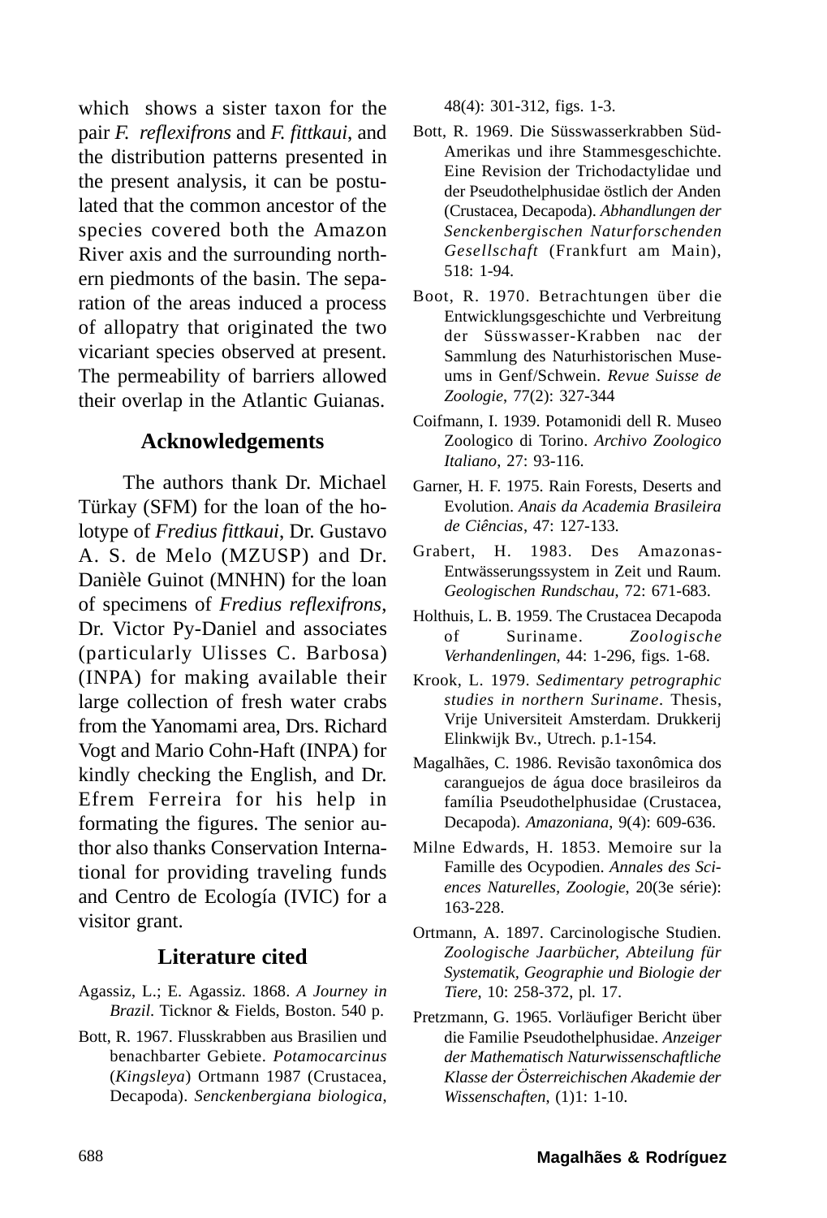which shows a sister taxon for the pair *F. reflexifrons* and *F. fittkaui*, and the distribution patterns presented in the present analysis, it can be postulated that the common ancestor of the species covered both the Amazon River axis and the surrounding northern piedmonts of the basin. The separation of the areas induced a process of allopatry that originated the two vicariant species observed at present. The permeability of barriers allowed their overlap in the Atlantic Guianas.

## Acknowledgements

The authors thank Dr. Michael Türkay (SFM) for the loan of the holotype of *Fredius fittkaui*, Dr. Gustavo A. S. de Melo (MZUSP) and Dr. Danièle Guinot (MNHN) for the loan of specimens of *Fredius reflexifrons*, Dr. Victor Py-Daniel and associates (particularly Ulisses C. Barbosa) (INPA) for making available their large collection of fresh water crabs from the Yanomami area, Drs. Richard Vogt and Mario Cohn-Haft (INPA) for kindly checking the English, and Dr. Efrem Ferreira for his help in formating the figures. The senior author also thanks Conservation International for providing traveling funds and Centro de Ecología (IVIC) for a visitor grant.

## Literature cited

Agassiz, L.; E. Agassiz. 1868. *A Journey in Brazil*. Ticknor & Fields, Boston. 540 p.

Bott, R. 1967. Flusskrabben aus Brasilien und benachbarter Gebiete. *Potamocarcinus* (*Kingsleya*) Ortmann 1987 (Crustacea, Decapoda). *Senckenbergiana biologica*, 48(4): 301-312, figs. 1-3.

Bott, R. 1969. Die Süsswasserkrabben Süd-Amerikas und ihre Stammesgeschichte. Eine Revision der Trichodactylidae und der Pseudothelphusidae östlich der Anden (Crustacea, Decapoda). *Abhandlungen der Senckenbergischen Naturforschenden Gesellschaft* (Frankfurt am Main), 518: 1-94.

Boot, R. 1970. Betrachtungen über die Entwicklungsgeschichte und Verbreitung der Süsswasser-Krabben nac der Sammlung des Naturhistorischen Museums in Genf/Schwein. *Revue Suisse de Zoologie*, 77(2): 327-344

Coifmann, I. 1939. Potamonidi dell R. Museo Zoologico di Torino. *Archivo Zoologico Italiano*, 27: 93-116.

Garner, H. F. 1975. Rain Forests, Deserts and Evolution. *Anais da Academia Brasileira de Ciências*, 47: 127-133.

Grabert, H. 1983. Des Amazonas-Entwässerungssystem in Zeit und Raum. *Geologischen Rundschau*, 72: 671-683.

Holthuis, L. B. 1959. The Crustacea Decapoda of Suriname. *Zoologische Verhandenlingen*, 44: 1-296, figs. 1-68.

Krook, L. 1979. *Sedimentary petrographic studies in northern Suriname*. Thesis, Vrije Universiteit Amsterdam. Drukkerij Elinkwijk Bv., Utrech. p.1-154.

Magalhães, C. 1986. Revisão taxonômica dos caranguejos de água doce brasileiros da família Pseudothelphusidae (Crustacea, Decapoda). *Amazoniana*, 9(4): 609-636.

Milne Edwards, H. 1853. Memoire sur la Famille des Ocypodien. *Annales des Sciences Naturelles, Zoologie*, 20(3e série): 163-228.

Ortmann, A. 1897. Carcinologische Studien. *Zoologische Jaarbücher, Abteilung für Systematik, Geographie und Biologie der Tiere*, 10: 258-372, pl. 17.

Pretzmann, G. 1965. Vorläufiger Bericht über die Familie Pseudothelphusidae. *Anzeiger der Mathematisch Naturwissenschaftliche Klasse der Österreichischen Akademie der Wissenschaften*, (1)1: 1-10.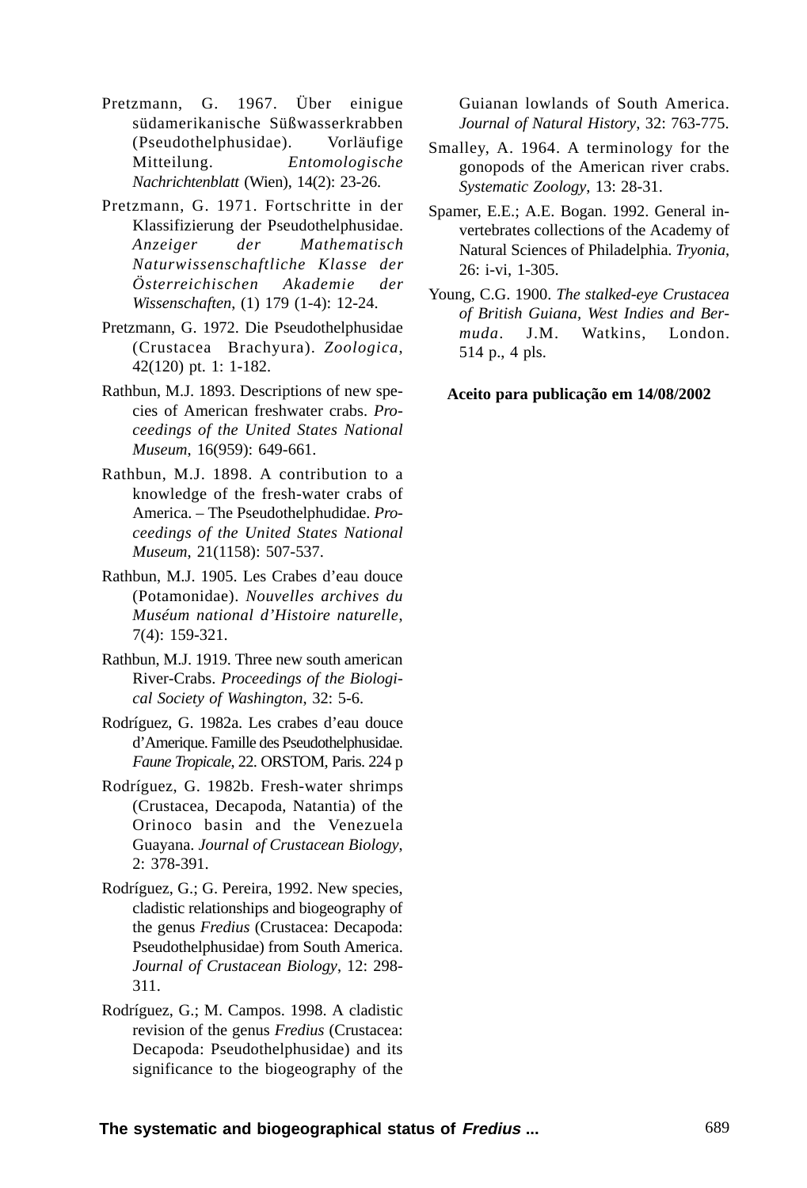Pretzmann, G. 1967. Über einigue südamerikanische Süßwasserkrabben (Pseudothelphusidae). Vorläufige Mitteilung. *Entomologische Nachrichtenblatt* (Wien), 14(2): 23-26.

Pretzmann, G. 1971. Fortschritte in der Klassifizierung der Pseudothelphusidae. *Anzeiger der Mathematisch Naturwissenschaftliche Klasse der Österreichischen Akademie der Wissenschaften*, (1) 179 (1-4): 12-24.

Pretzmann, G. 1972. Die Pseudothelphusidae (Crustacea Brachyura). *Zoologica*, 42(120) pt. 1: 1-182.

Rathbun, M.J. 1893. Descriptions of new species of American freshwater crabs. *Proceedings of the United States National Museum*, 16(959): 649-661.

Rathbun, M.J. 1898. A contribution to a knowledge of the fresh-water crabs of America. – The Pseudothelphudidae. *Proceedings of the United States National Museum*, 21(1158): 507-537.

Rathbun, M.J. 1905. Les Crabes d'eau douce (Potamonidae). *Nouvelles archives du Muséum national d'Histoire naturelle*, 7(4): 159-321.

Rathbun, M.J. 1919. Three new south american River-Crabs. *Proceedings of the Biological Society of Washington*, 32: 5-6.

Rodríguez, G. 1982a. Les crabes d'eau douce d'Amerique. Famille des Pseudothelphusidae. *Faune Tropicale*, 22. ORSTOM, Paris. 224 p

Rodríguez, G. 1982b. Fresh-water shrimps (Crustacea, Decapoda, Natantia) of the Orinoco basin and the Venezuela Guayana. *Journal of Crustacean Biology*, 2: 378-391.

Rodríguez, G.; G. Pereira, 1992. New species, cladistic relationships and biogeography of the genus *Fredius* (Crustacea: Decapoda: Pseudothelphusidae) from South America. *Journal of Crustacean Biology*, 12: 298-311.

Rodríguez, G.; M. Campos. 1998. A cladistic revision of the genus *Fredius* (Crustacea: Decapoda: Pseudothelphusidae) and its significance to the biogeography of the Guianan lowlands of South America. *Journal of Natural History*, 32: 763-775.

Smalley, A. 1964. A terminology for the gonopods of the American river crabs. *Systematic Zoology*, 13: 28-31.

Spamer, E.E.; A.E. Bogan. 1992. General invertebrates collections of the Academy of Natural Sciences of Philadelphia. *Tryonia*, 26: i-vi, 1-305.

Young, C.G. 1900. *The stalked-eye Crustacea of British Guiana, West Indies and Bermuda*. J.M. Watkins, London. 514 p., 4 pls.

**Aceito para publicação em 14/08/2002**